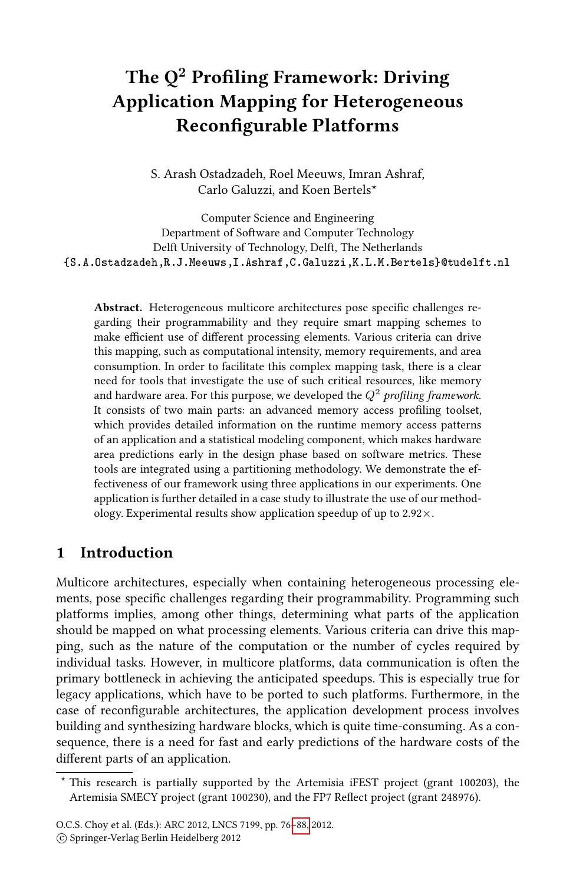# The $Q^2$ Profiling Framework: Driving Application Mapping for Heterogeneous Reconfigurable Platforms

S. Arash Ostadzadeh, Roel Meeuws, Imran Ashraf, Carlo Galuzzi, and Koen Bertels*

Computer Science and Engineering
Department of Software and Computer Technology
Delft University of Technology, Delft, The Netherlands
{S.A.Ostadzadeh,R.J.Meeuws,I.Ashraf,C.Galuzzi,K.L.M.Bertels}@tudelft.nl

**Abstract.** Heterogeneous multicore architectures pose specific challenges regarding their programmability and they require smart mapping schemes to make efficient use of different processing elements. Various criteria can drive this mapping, such as computational intensity, memory requirements, and area consumption. In order to facilitate this complex mapping task, there is a clear need for tools that investigate the use of such critical resources, like memory and hardware area. For this purpose, we developed the *$Q^2$ profiling framework*. It consists of two main parts: an advanced memory access profiling toolset, which provides detailed information on the runtime memory access patterns of an application and a statistical modeling component, which makes hardware area predictions early in the design phase based on software metrics. These tools are integrated using a partitioning methodology. We demonstrate the effectiveness of our framework using three applications in our experiments. One application is further detailed in a case study to illustrate the use of our methodology. Experimental results show application speedup of up to 2.92×.

## 1 Introduction

Multicore architectures, especially when containing heterogeneous processing elements, pose specific challenges regarding their programmability. Programming such platforms implies, among other things, determining what parts of the application should be mapped on what processing elements. Various criteria can drive this mapping, such as the nature of the computation or the number of cycles required by individual tasks. However, in multicore platforms, data communication is often the primary bottleneck in achieving the anticipated speedups. This is especially true for legacy applications, which have to be ported to such platforms. Furthermore, in the case of reconfigurable architectures, the application development process involves building and synthesizing hardware blocks, which is quite time-consuming. As a consequence, there is a need for fast and early predictions of the hardware costs of the different parts of an application.

* This research is partially supported by the Artemisia iFEST project (grant 100203), the Artemisia SMECY project (grant 100230), and the FP7 Reflect project (grant 248976).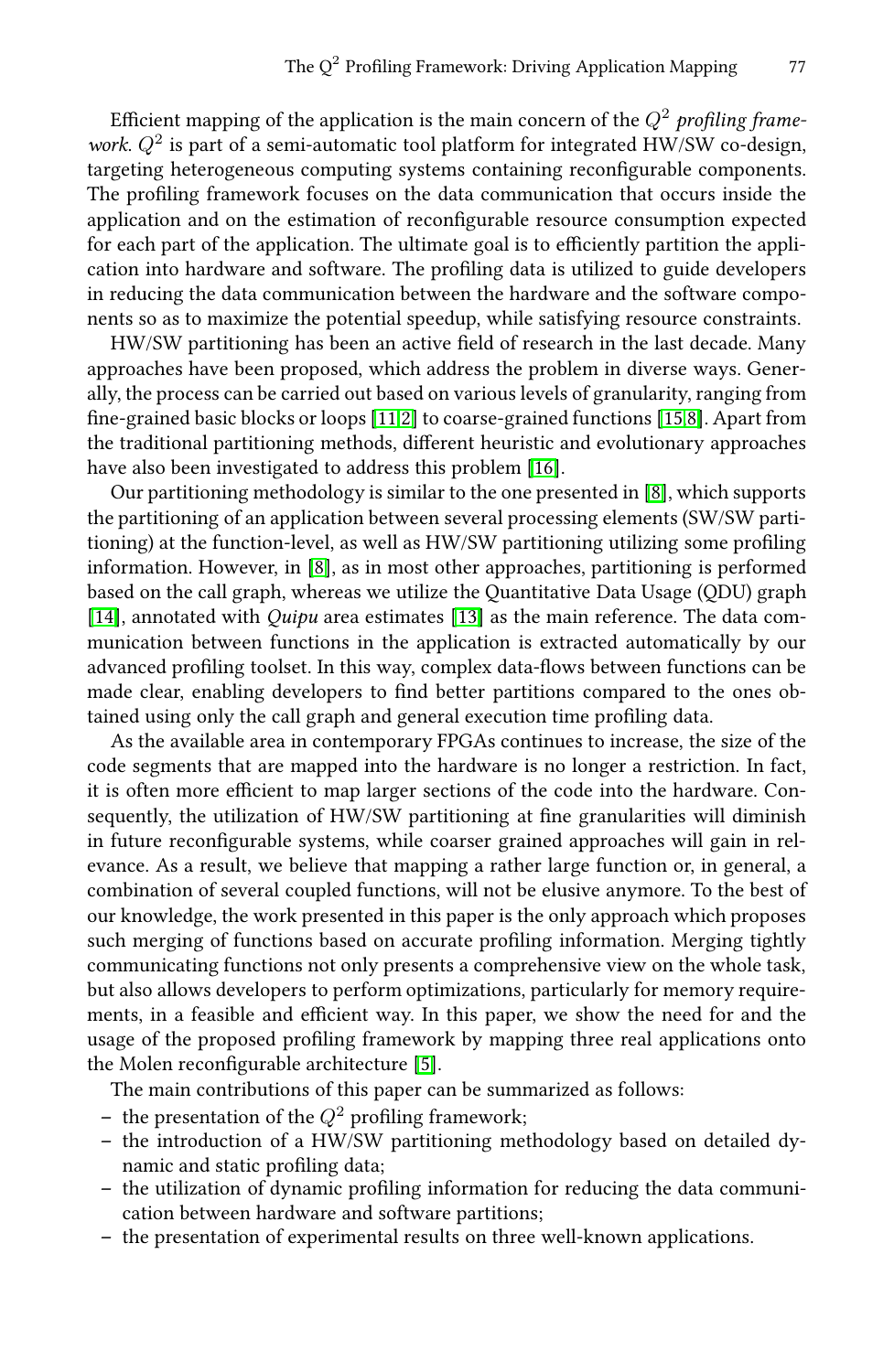Efficient mapping of the application is the main concern of the $Q^2$ *profiling framework*. $Q^2$ is part of a semi-automatic tool platform for integrated HW/SW co-design, targeting heterogeneous computing systems containing reconfigurable components. The profiling framework focuses on the data communication that occurs inside the application and on the estimation of reconfigurable resource consumption expected for each part of the application. The ultimate goal is to efficiently partition the application into hardware and software. The profiling data is utilized to guide developers in reducing the data communication between the hardware and the software components so as to maximize the potential speedup, while satisfying resource constraints.

HW/SW partitioning has been an active field of research in the last decade. Many approaches have been proposed, which address the problem in diverse ways. Generally, the process can be carried out based on various levels of granularity, ranging from fine-grained basic blocks or loops [11,2] to coarse-grained functions [15,8]. Apart from the traditional partitioning methods, different heuristic and evolutionary approaches have also been investigated to address this problem [16].

Our partitioning methodology is similar to the one presented in [8], which supports the partitioning of an application between several processing elements (SW/SW partitioning) at the function-level, as well as HW/SW partitioning utilizing some profiling information. However, in [8], as in most other approaches, partitioning is performed based on the call graph, whereas we utilize the Quantitative Data Usage (QDU) graph [14], annotated with *Quipu* area estimates [13] as the main reference. The data communication between functions in the application is extracted automatically by our advanced profiling toolset. In this way, complex data-flows between functions can be made clear, enabling developers to find better partitions compared to the ones obtained using only the call graph and general execution time profiling data.

As the available area in contemporary FPGAs continues to increase, the size of the code segments that are mapped into the hardware is no longer a restriction. In fact, it is often more efficient to map larger sections of the code into the hardware. Consequently, the utilization of HW/SW partitioning at fine granularities will diminish in future reconfigurable systems, while coarser grained approaches will gain in relevance. As a result, we believe that mapping a rather large function or, in general, a combination of several coupled functions, will not be elusive anymore. To the best of our knowledge, the work presented in this paper is the only approach which proposes such merging of functions based on accurate profiling information. Merging tightly communicating functions not only presents a comprehensive view on the whole task, but also allows developers to perform optimizations, particularly for memory requirements, in a feasible and efficient way. In this paper, we show the need for and the usage of the proposed profiling framework by mapping three real applications onto the Molen reconfigurable architecture [5].

The main contributions of this paper can be summarized as follows:

- the presentation of the $Q^2$ profiling framework;
- the introduction of a HW/SW partitioning methodology based on detailed dynamic and static profiling data;
- the utilization of dynamic profiling information for reducing the data communication between hardware and software partitions;
- the presentation of experimental results on three well-known applications.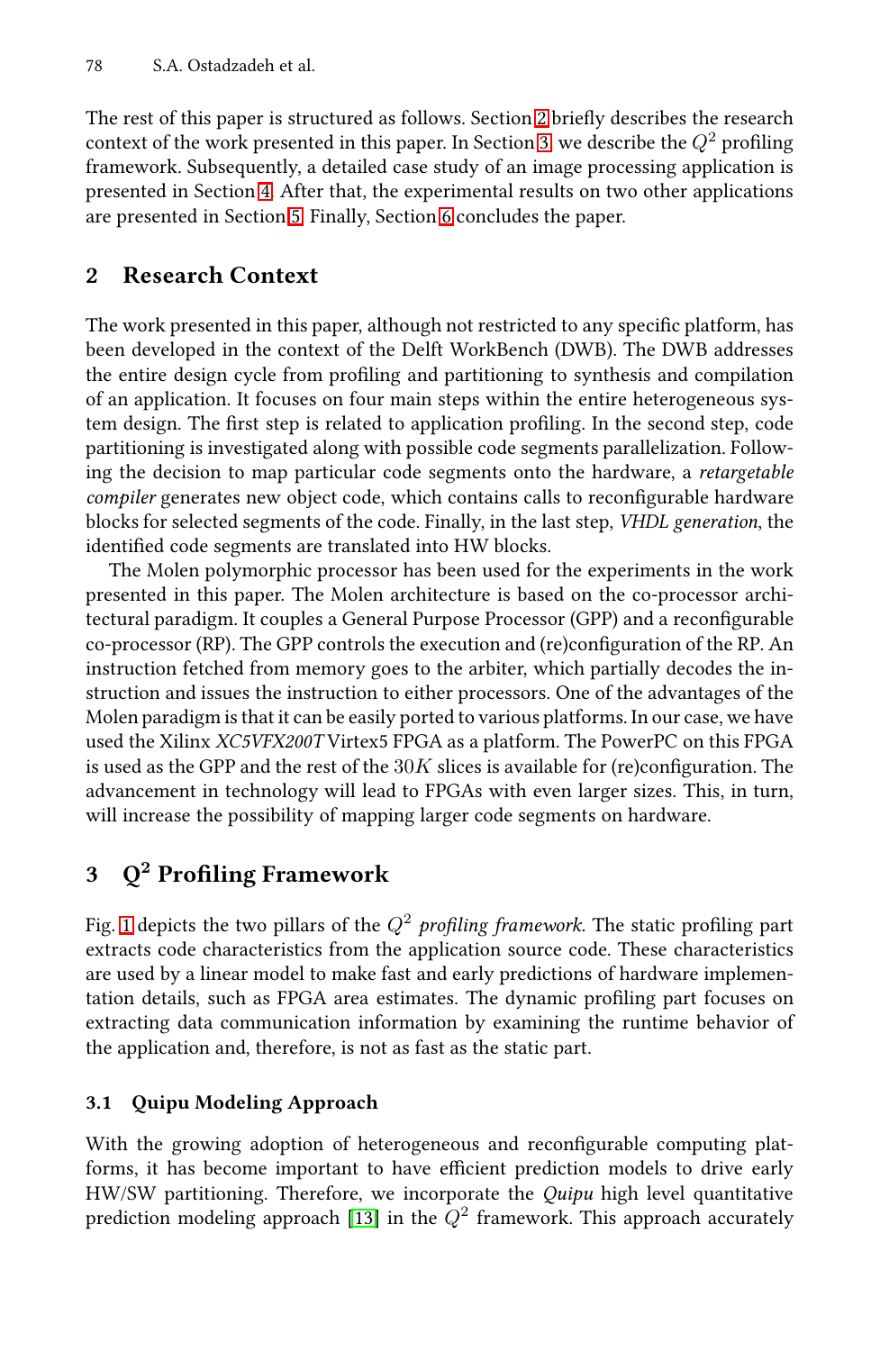The rest of this paper is structured as follows. Section 2 briefly describes the research context of the work presented in this paper. In Section 3, we describe the $Q^2$ profiling framework. Subsequently, a detailed case study of an image processing application is presented in Section 4. After that, the experimental results on two other applications are presented in Section 5. Finally, Section 6 concludes the paper.

## 2 Research Context

The work presented in this paper, although not restricted to any specific platform, has been developed in the context of the Delft WorkBench (DWB). The DWB addresses the entire design cycle from profiling and partitioning to synthesis and compilation of an application. It focuses on four main steps within the entire heterogeneous system design. The first step is related to application profiling. In the second step, code partitioning is investigated along with possible code segments parallelization. Following the decision to map particular code segments onto the hardware, a *retargetable compiler* generates new object code, which contains calls to reconfigurable hardware blocks for selected segments of the code. Finally, in the last step, *VHDL generation*, the identified code segments are translated into HW blocks.

The Molen polymorphic processor has been used for the experiments in the work presented in this paper. The Molen architecture is based on the co-processor architectural paradigm. It couples a General Purpose Processor (GPP) and a reconfigurable co-processor (RP). The GPP controls the execution and (re)configuration of the RP. An instruction fetched from memory goes to the arbiter, which partially decodes the instruction and issues the instruction to either processors. One of the advantages of the Molen paradigm is that it can be easily ported to various platforms. In our case, we have used the Xilinx *XC5VFX200T* Virtex5 FPGA as a platform. The PowerPC on this FPGA is used as the GPP and the rest of the $30K$ slices is available for (re)configuration. The advancement in technology will lead to FPGAs with even larger sizes. This, in turn, will increase the possibility of mapping larger code segments on hardware.

## 3 $Q^2$ Profiling Framework

Fig. 1 depicts the two pillars of the $Q^2$ *profiling framework*. The static profiling part extracts code characteristics from the application source code. These characteristics are used by a linear model to make fast and early predictions of hardware implementation details, such as FPGA area estimates. The dynamic profiling part focuses on extracting data communication information by examining the runtime behavior of the application and, therefore, is not as fast as the static part.

### 3.1 Quipu Modeling Approach

With the growing adoption of heterogeneous and reconfigurable computing platforms, it has become important to have efficient prediction models to drive early HW/SW partitioning. Therefore, we incorporate the *Quipu* high level quantitative prediction modeling approach [13] in the $Q^2$ framework. This approach accurately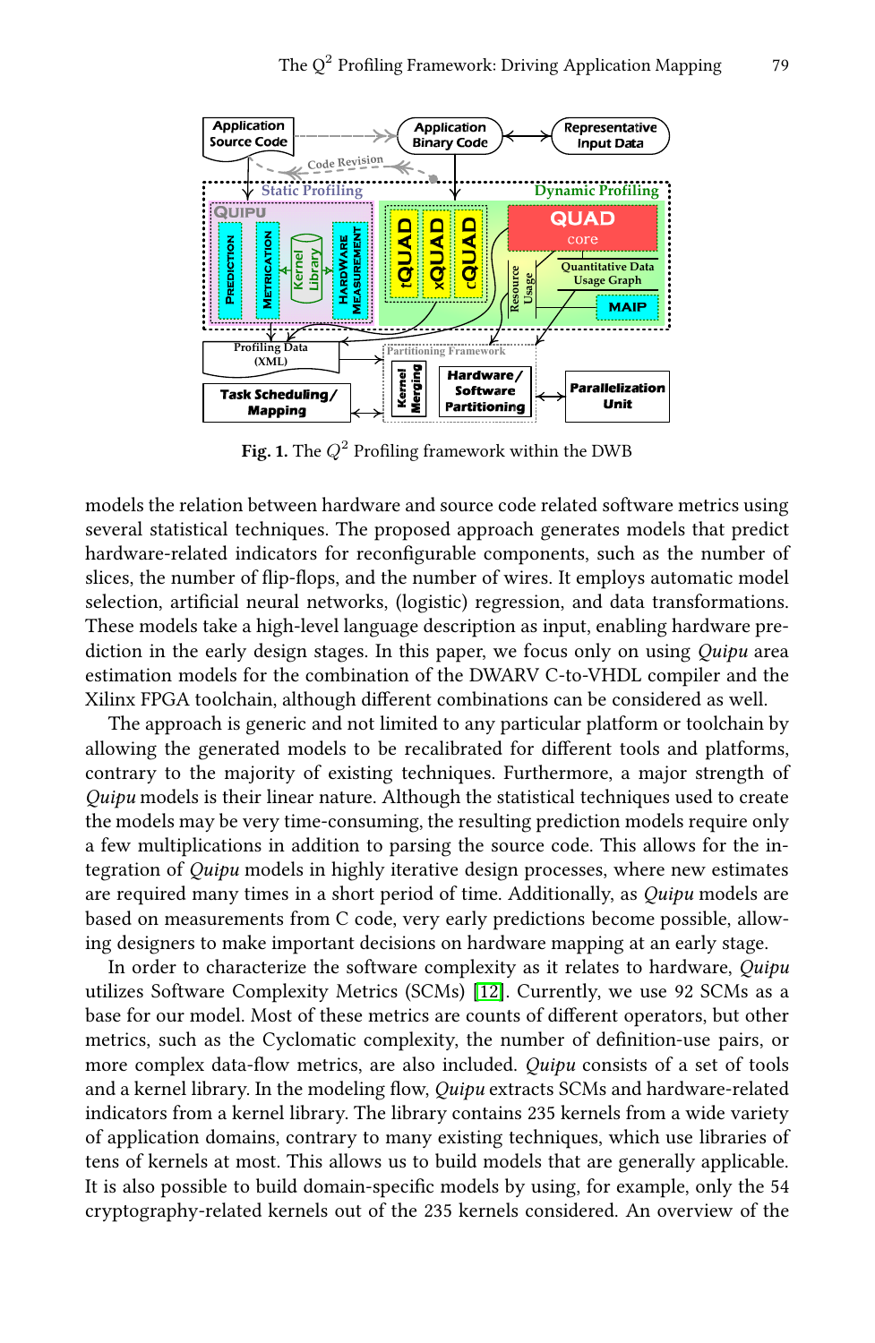Application Source Code

Application Binary Code

Representative Input Data

Code Revision

Static Profiling

Dynamic Profiling

QUIPU

PREDICTION

METRICATION

Kernel Library

HARDWARE MEASUREMENT

tQUAD

xQUAD

cQUAD

QUAD core

Resource Usage

Quantitative Data Usage Graph

MAIP

Profiling Data (XML)

Partitioning Framework

Kernel Merging

Hardware/ Software Partitioning

Parallelization Unit

Task Scheduling/ Mapping

**Fig. 1.** The $Q^2$ Profiling framework within the DWB

models the relation between hardware and source code related software metrics using several statistical techniques. The proposed approach generates models that predict hardware-related indicators for reconfigurable components, such as the number of slices, the number of flip-flops, and the number of wires. It employs automatic model selection, artificial neural networks, (logistic) regression, and data transformations. These models take a high-level language description as input, enabling hardware prediction in the early design stages. In this paper, we focus only on using *Quipu* area estimation models for the combination of the DWARV C-to-VHDL compiler and the Xilinx FPGA toolchain, although different combinations can be considered as well.

The approach is generic and not limited to any particular platform or toolchain by allowing the generated models to be recalibrated for different tools and platforms, contrary to the majority of existing techniques. Furthermore, a major strength of *Quipu* models is their linear nature. Although the statistical techniques used to create the models may be very time-consuming, the resulting prediction models require only a few multiplications in addition to parsing the source code. This allows for the integration of *Quipu* models in highly iterative design processes, where new estimates are required many times in a short period of time. Additionally, as *Quipu* models are based on measurements from C code, very early predictions become possible, allowing designers to make important decisions on hardware mapping at an early stage.

In order to characterize the software complexity as it relates to hardware, *Quipu* utilizes Software Complexity Metrics (SCMs) [12]. Currently, we use 92 SCMs as a base for our model. Most of these metrics are counts of different operators, but other metrics, such as the Cyclomatic complexity, the number of definition-use pairs, or more complex data-flow metrics, are also included. *Quipu* consists of a set of tools and a kernel library. In the modeling flow, *Quipu* extracts SCMs and hardware-related indicators from a kernel library. The library contains 235 kernels from a wide variety of application domains, contrary to many existing techniques, which use libraries of tens of kernels at most. This allows us to build models that are generally applicable. It is also possible to build domain-specific models by using, for example, only the 54 cryptography-related kernels out of the 235 kernels considered. An overview of the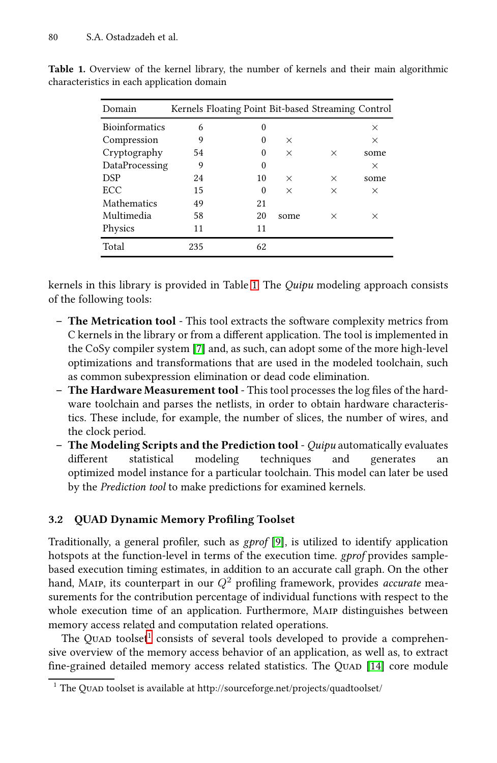**Table 1.** Overview of the kernel library, the number of kernels and their main algorithmic characteristics in each application domain

| Domain | Kernels | Floating Point | Bit-based | Streaming | Control |
|---|---|---|---|---|---|
| Bioinformatics | 6 | 0 | | | × |
| Compression | 9 | 0 | × | | × |
| Cryptography | 54 | 0 | × | × | some |
| DataProcessing | 9 | 0 | | | × |
| DSP | 24 | 10 | × | × | some |
| ECC | 15 | 0 | × | × | × |
| Mathematics | 49 | 21 | | | |
| Multimedia | 58 | 20 | some | × | × |
| Physics | 11 | 11 | | | |
| Total | 235 | 62 | | | |

kernels in this library is provided in Table 1. The *Quipu* modeling approach consists of the following tools:

- **The Metrication tool** - This tool extracts the software complexity metrics from C kernels in the library or from a different application. The tool is implemented in the CoSy compiler system [7] and, as such, can adopt some of the more high-level optimizations and transformations that are used in the modeled toolchain, such as common subexpression elimination or dead code elimination.
- **The Hardware Measurement tool** - This tool processes the log files of the hardware toolchain and parses the netlists, in order to obtain hardware characteristics. These include, for example, the number of slices, the number of wires, and the clock period.
- **The Modeling Scripts and the Prediction tool** - *Quipu* automatically evaluates different statistical modeling techniques and generates an optimized model instance for a particular toolchain. This model can later be used by the *Prediction tool* to make predictions for examined kernels.

### 3.2 QUAD Dynamic Memory Profiling Toolset

Traditionally, a general profiler, such as *gprof* [9], is utilized to identify application hotspots at the function-level in terms of the execution time. *gprof* provides sample-based execution timing estimates, in addition to an accurate call graph. On the other hand, MAIP, its counterpart in our $Q^2$ profiling framework, provides *accurate* measurements for the contribution percentage of individual functions with respect to the whole execution time of an application. Furthermore, MAIP distinguishes between memory access related and computation related operations.

The QUAD toolset[1] consists of several tools developed to provide a comprehensive overview of the memory access behavior of an application, as well as, to extract fine-grained detailed memory access related statistics. The QUAD [14] core module

[1] The QUAD toolset is available at http://sourceforge.net/projects/quadtoolset/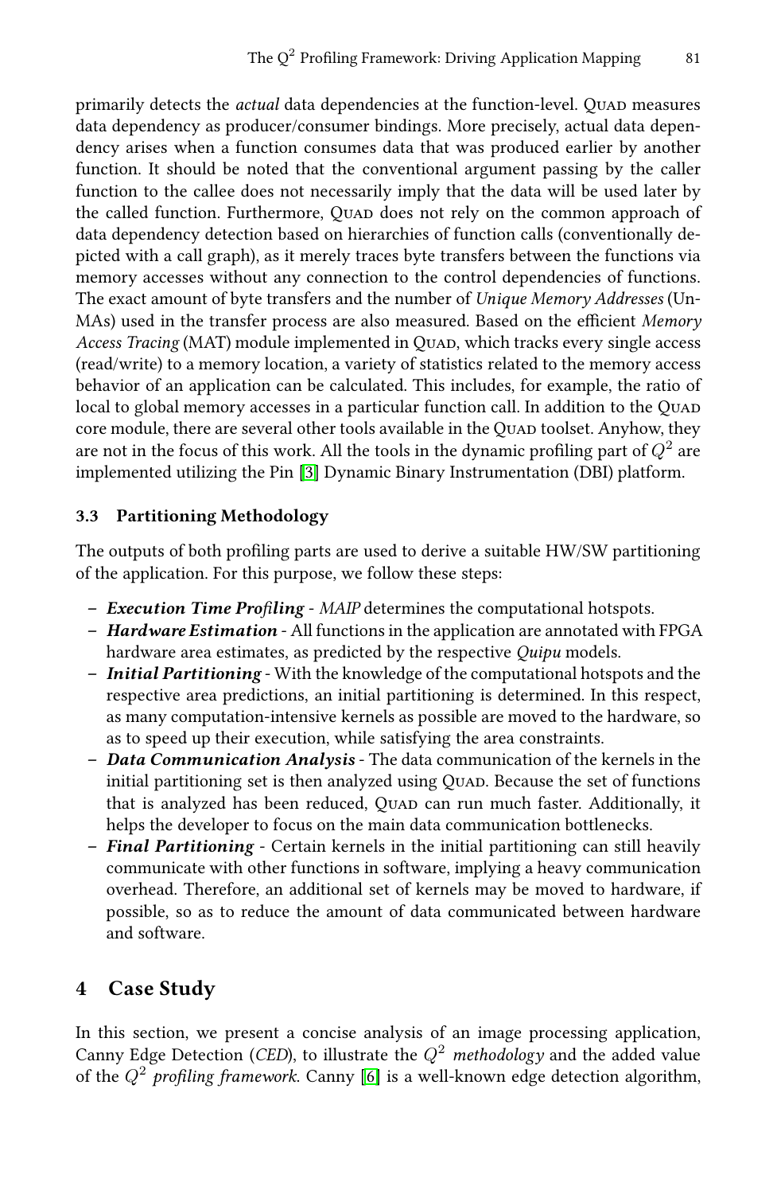primarily detects the *actual* data dependencies at the function-level. QUAD measures data dependency as producer/consumer bindings. More precisely, actual data dependency arises when a function consumes data that was produced earlier by another function. It should be noted that the conventional argument passing by the caller function to the callee does not necessarily imply that the data will be used later by the called function. Furthermore, QUAD does not rely on the common approach of data dependency detection based on hierarchies of function calls (conventionally depicted with a call graph), as it merely traces byte transfers between the functions via memory accesses without any connection to the control dependencies of functions. The exact amount of byte transfers and the number of *Unique Memory Addresses* (UnMAs) used in the transfer process are also measured. Based on the efficient *Memory Access Tracing* (MAT) module implemented in QUAD, which tracks every single access (read/write) to a memory location, a variety of statistics related to the memory access behavior of an application can be calculated. This includes, for example, the ratio of local to global memory accesses in a particular function call. In addition to the QUAD core module, there are several other tools available in the QUAD toolset. Anyhow, they are not in the focus of this work. All the tools in the dynamic profiling part of $Q^2$ are implemented utilizing the Pin [3] Dynamic Binary Instrumentation (DBI) platform.

### 3.3 Partitioning Methodology

The outputs of both profiling parts are used to derive a suitable HW/SW partitioning of the application. For this purpose, we follow these steps:

- ***Execution Time Profiling*** - *MAIP* determines the computational hotspots.
- ***Hardware Estimation*** - All functions in the application are annotated with FPGA hardware area estimates, as predicted by the respective *Quipu* models.
- ***Initial Partitioning*** - With the knowledge of the computational hotspots and the respective area predictions, an initial partitioning is determined. In this respect, as many computation-intensive kernels as possible are moved to the hardware, so as to speed up their execution, while satisfying the area constraints.
- ***Data Communication Analysis*** - The data communication of the kernels in the initial partitioning set is then analyzed using QUAD. Because the set of functions that is analyzed has been reduced, QUAD can run much faster. Additionally, it helps the developer to focus on the main data communication bottlenecks.
- ***Final Partitioning*** - Certain kernels in the initial partitioning can still heavily communicate with other functions in software, implying a heavy communication overhead. Therefore, an additional set of kernels may be moved to hardware, if possible, so as to reduce the amount of data communicated between hardware and software.

## 4 Case Study

In this section, we present a concise analysis of an image processing application, Canny Edge Detection (*CED*), to illustrate the $Q^2$ *methodology* and the added value of the $Q^2$ *profiling framework*. Canny [6] is a well-known edge detection algorithm,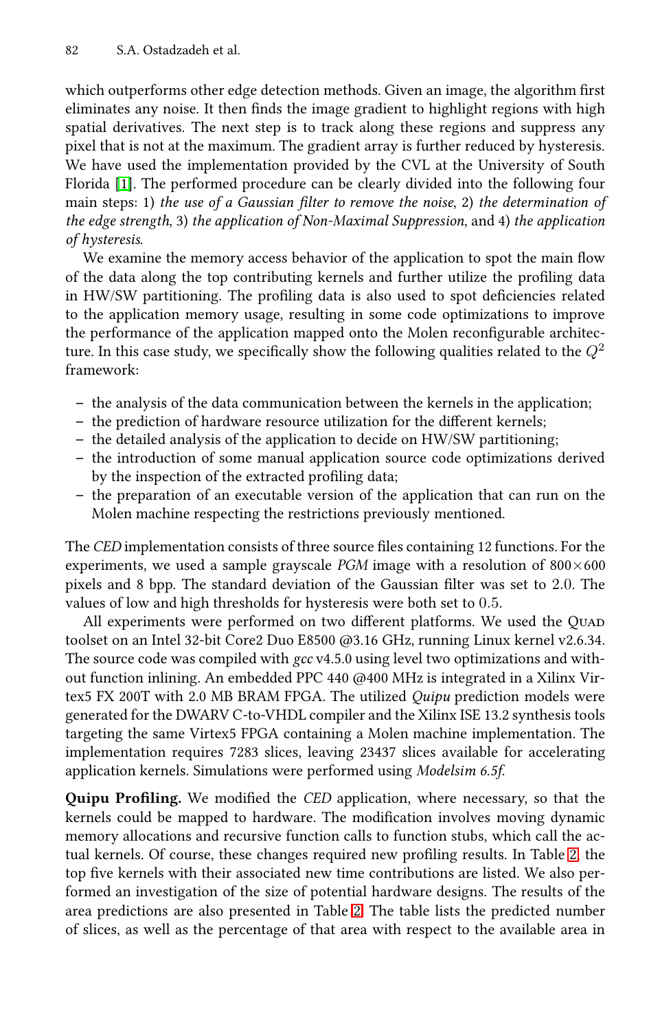which outperforms other edge detection methods. Given an image, the algorithm first eliminates any noise. It then finds the image gradient to highlight regions with high spatial derivatives. The next step is to track along these regions and suppress any pixel that is not at the maximum. The gradient array is further reduced by hysteresis. We have used the implementation provided by the CVL at the University of South Florida [1]. The performed procedure can be clearly divided into the following four main steps: 1) *the use of a Gaussian filter to remove the noise*, 2) *the determination of the edge strength*, 3) *the application of Non-Maximal Suppression*, and 4) *the application of hysteresis*.

We examine the memory access behavior of the application to spot the main flow of the data along the top contributing kernels and further utilize the profiling data in HW/SW partitioning. The profiling data is also used to spot deficiencies related to the application memory usage, resulting in some code optimizations to improve the performance of the application mapped onto the Molen reconfigurable architecture. In this case study, we specifically show the following qualities related to the $Q^2$ framework:

- the analysis of the data communication between the kernels in the application;
- the prediction of hardware resource utilization for the different kernels;
- the detailed analysis of the application to decide on HW/SW partitioning;
- the introduction of some manual application source code optimizations derived by the inspection of the extracted profiling data;
- the preparation of an executable version of the application that can run on the Molen machine respecting the restrictions previously mentioned.

The *CED* implementation consists of three source files containing 12 functions. For the experiments, we used a sample grayscale *PGM* image with a resolution of $800 \times 600$ pixels and 8 bpp. The standard deviation of the Gaussian filter was set to 2.0. The values of low and high thresholds for hysteresis were both set to 0.5.

All experiments were performed on two different platforms. We used the QUAD toolset on an Intel 32-bit Core2 Duo E8500 @3.16 GHz, running Linux kernel v2.6.34. The source code was compiled with *gcc* v4.5.0 using level two optimizations and without function inlining. An embedded PPC 440 @400 MHz is integrated in a Xilinx Virtex5 FX 200T with 2.0 MB BRAM FPGA. The utilized *Quipu* prediction models were generated for the DWARV C-to-VHDL compiler and the Xilinx ISE 13.2 synthesis tools targeting the same Virtex5 FPGA containing a Molen machine implementation. The implementation requires 7283 slices, leaving 23437 slices available for accelerating application kernels. Simulations were performed using *Modelsim 6.5f*.

**Quipu Profiling.** We modified the *CED* application, where necessary, so that the kernels could be mapped to hardware. The modification involves moving dynamic memory allocations and recursive function calls to function stubs, which call the actual kernels. Of course, these changes required new profiling results. In Table 2, the top five kernels with their associated new time contributions are listed. We also performed an investigation of the size of potential hardware designs. The results of the area predictions are also presented in Table 2. The table lists the predicted number of slices, as well as the percentage of that area with respect to the available area in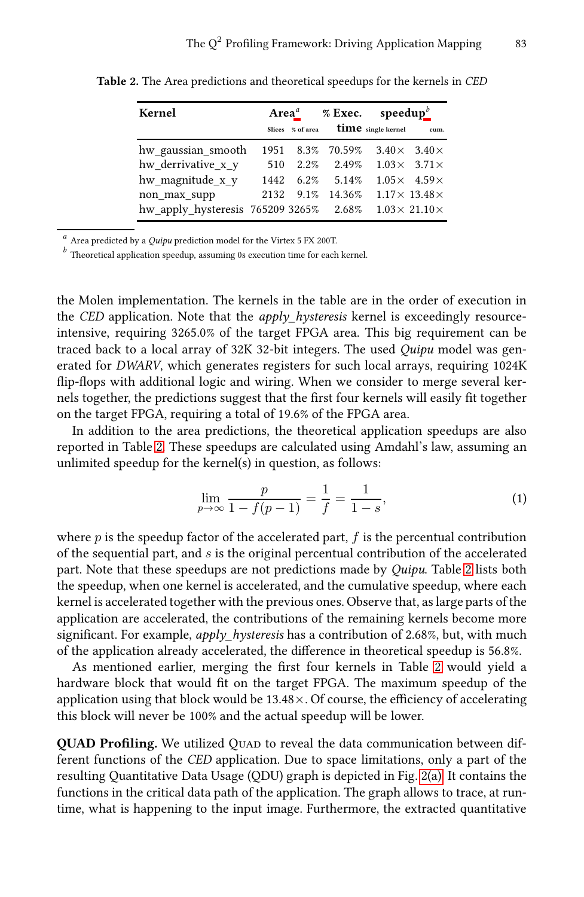**Table 2.** The Area predictions and theoretical speedups for the kernels in *CED*

| Kernel | Area[a] | | % Exec. time | speedup[b] | |
|---|---|---|---|---|---|
| | Slices | % of area | | single kernel | cum. |
| hw_gaussian_smooth | 1951 | 8.3% | 70.59% | 3.40× | 3.40× |
| hw_derrivative_x_y | 510 | 2.2% | 2.49% | 1.03× | 3.71× |
| hw_magnitude_x_y | 1442 | 6.2% | 5.14% | 1.05× | 4.59× |
| non_max_supp | 2132 | 9.1% | 14.36% | 1.17× | 13.48× |
| hw_apply_hysteresis | 765209 | 3265% | 2.68% | 1.03× | 21.10× |

[a] Area predicted by a *Quipu* prediction model for the Virtex 5 FX 200T.
[b] Theoretical application speedup, assuming 0s execution time for each kernel.

the Molen implementation. The kernels in the table are in the order of execution in the *CED* application. Note that the *apply_hysteresis* kernel is exceedingly resource-intensive, requiring 3265.0% of the target FPGA area. This big requirement can be traced back to a local array of 32K 32-bit integers. The used *Quipu* model was generated for *DWARV*, which generates registers for such local arrays, requiring 1024K flip-flops with additional logic and wiring. When we consider to merge several kernels together, the predictions suggest that the first four kernels will easily fit together on the target FPGA, requiring a total of 19.6% of the FPGA area.

In addition to the area predictions, the theoretical application speedups are also reported in Table 2. These speedups are calculated using Amdahl's law, assuming an unlimited speedup for the kernel(s) in question, as follows:

$$\lim_{p\to\infty} \frac{p}{1 - f(p-1)} = \frac{1}{f} = \frac{1}{1-s}, \tag{1}$$

where $p$ is the speedup factor of the accelerated part, $f$ is the percentual contribution of the sequential part, and $s$ is the original percentual contribution of the accelerated part. Note that these speedups are not predictions made by *Quipu*. Table 2 lists both the speedup, when one kernel is accelerated, and the cumulative speedup, where each kernel is accelerated together with the previous ones. Observe that, as large parts of the application are accelerated, the contributions of the remaining kernels become more significant. For example, *apply_hysteresis* has a contribution of 2.68%, but, with much of the application already accelerated, the difference in theoretical speedup is 56.8%.

As mentioned earlier, merging the first four kernels in Table 2 would yield a hardware block that would fit on the target FPGA. The maximum speedup of the application using that block would be 13.48×. Of course, the efficiency of accelerating this block will never be 100% and the actual speedup will be lower.

**QUAD Profiling.** We utilized QUAD to reveal the data communication between different functions of the *CED* application. Due to space limitations, only a part of the resulting Quantitative Data Usage (QDU) graph is depicted in Fig. 2(a). It contains the functions in the critical data path of the application. The graph allows to trace, at run-time, what is happening to the input image. Furthermore, the extracted quantitative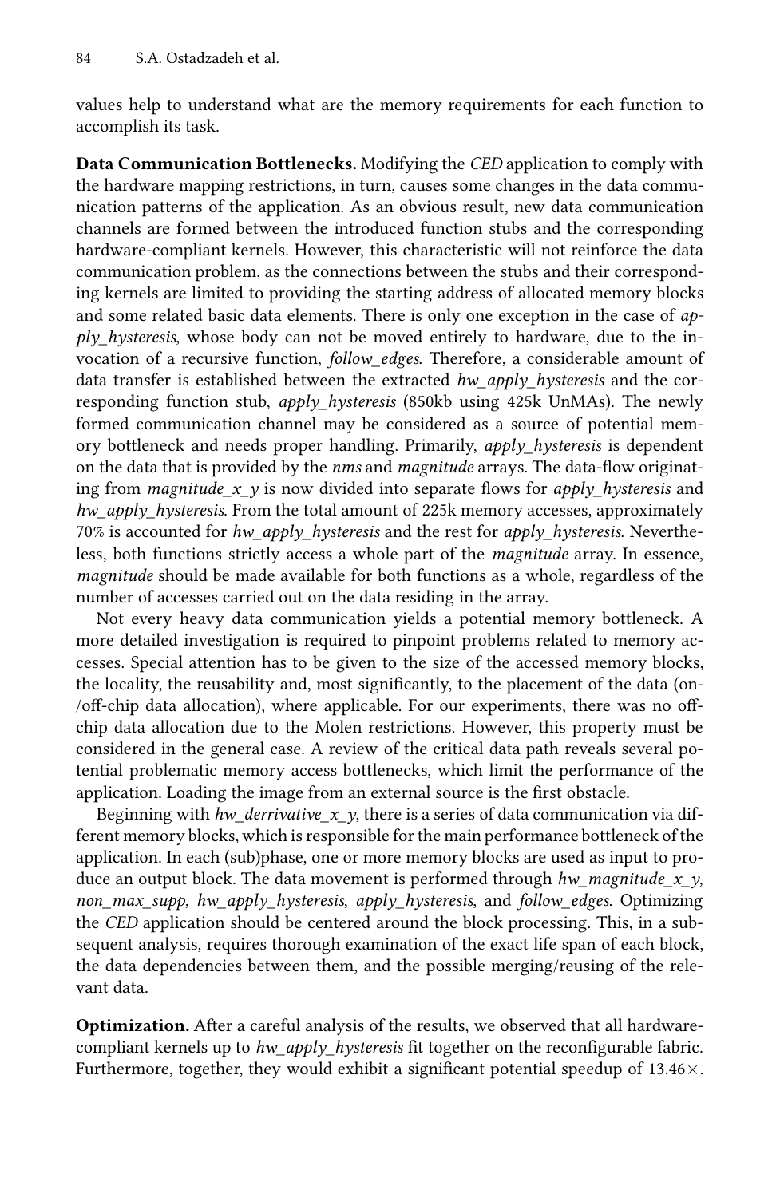values help to understand what are the memory requirements for each function to accomplish its task.

**Data Communication Bottlenecks.** Modifying the *CED* application to comply with the hardware mapping restrictions, in turn, causes some changes in the data communication patterns of the application. As an obvious result, new data communication channels are formed between the introduced function stubs and the corresponding hardware-compliant kernels. However, this characteristic will not reinforce the data communication problem, as the connections between the stubs and their corresponding kernels are limited to providing the starting address of allocated memory blocks and some related basic data elements. There is only one exception in the case of *apply_hysteresis*, whose body can not be moved entirely to hardware, due to the invocation of a recursive function, *follow_edges*. Therefore, a considerable amount of data transfer is established between the extracted *hw_apply_hysteresis* and the corresponding function stub, *apply_hysteresis* (850kb using 425k UnMAs). The newly formed communication channel may be considered as a source of potential memory bottleneck and needs proper handling. Primarily, *apply_hysteresis* is dependent on the data that is provided by the *nms* and *magnitude* arrays. The data-flow originating from *magnitude_x_y* is now divided into separate flows for *apply_hysteresis* and *hw_apply_hysteresis*. From the total amount of 225k memory accesses, approximately 70% is accounted for *hw_apply_hysteresis* and the rest for *apply_hysteresis*. Nevertheless, both functions strictly access a whole part of the *magnitude* array. In essence, *magnitude* should be made available for both functions as a whole, regardless of the number of accesses carried out on the data residing in the array.

Not every heavy data communication yields a potential memory bottleneck. A more detailed investigation is required to pinpoint problems related to memory accesses. Special attention has to be given to the size of the accessed memory blocks, the locality, the reusability and, most significantly, to the placement of the data (on-/off-chip data allocation), where applicable. For our experiments, there was no off-chip data allocation due to the Molen restrictions. However, this property must be considered in the general case. A review of the critical data path reveals several potential problematic memory access bottlenecks, which limit the performance of the application. Loading the image from an external source is the first obstacle.

Beginning with *hw_derrivative_x_y*, there is a series of data communication via different memory blocks, which is responsible for the main performance bottleneck of the application. In each (sub)phase, one or more memory blocks are used as input to produce an output block. The data movement is performed through *hw_magnitude_x_y*, *non_max_supp*, *hw_apply_hysteresis*, *apply_hysteresis*, and *follow_edges*. Optimizing the *CED* application should be centered around the block processing. This, in a subsequent analysis, requires thorough examination of the exact life span of each block, the data dependencies between them, and the possible merging/reusing of the relevant data.

**Optimization.** After a careful analysis of the results, we observed that all hardware-compliant kernels up to *hw_apply_hysteresis* fit together on the reconfigurable fabric. Furthermore, together, they would exhibit a significant potential speedup of 13.46×.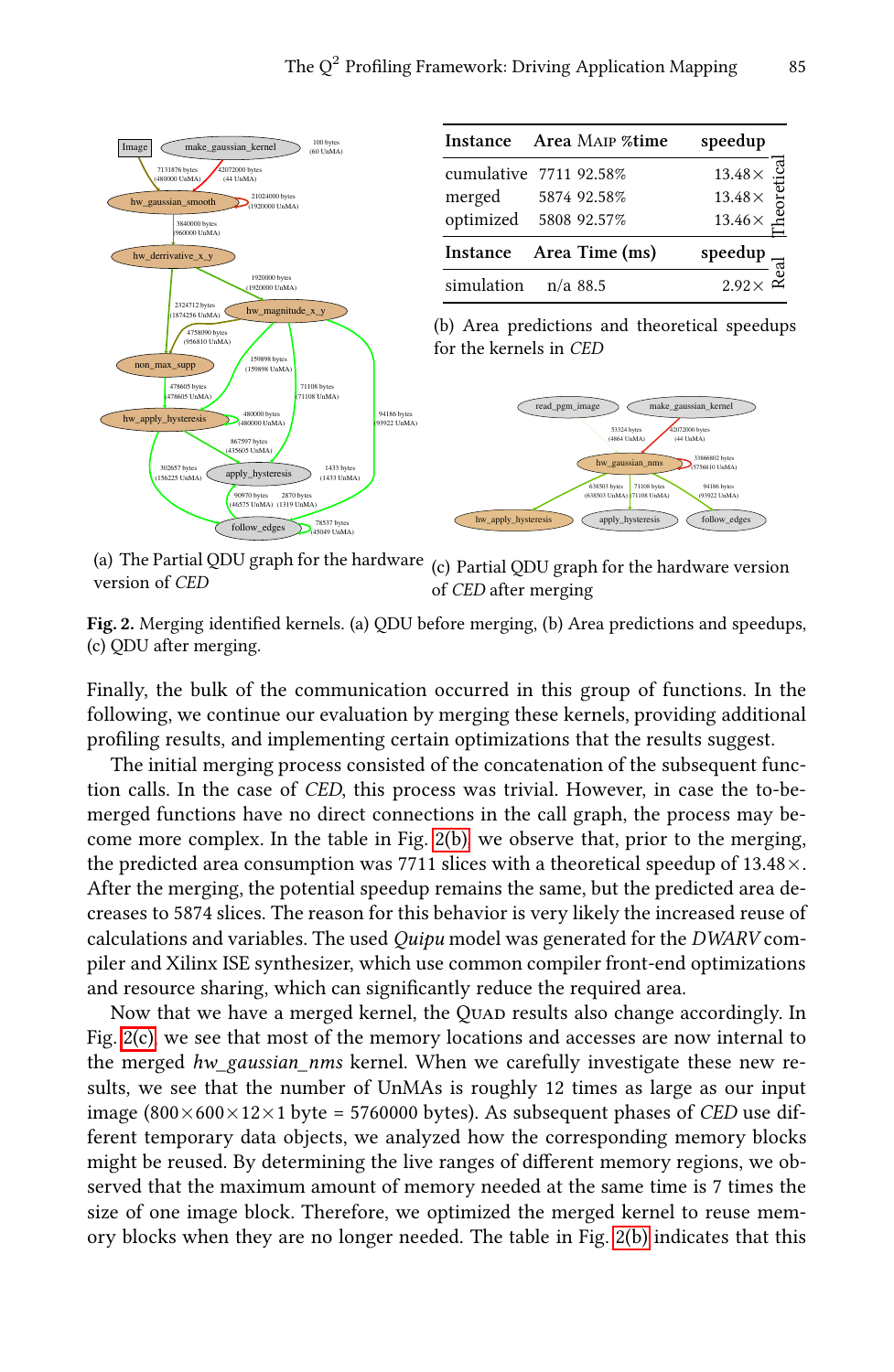| Instance | Area Maip | %time | speedup | |
|---|---|---|---|---|
| cumulative | 7711 | 92.58% | 13.48× | Theoretical |
| merged | 5874 | 92.58% | 13.48× | |
| optimized | 5808 | 92.57% | 13.46× | |
| **Instance** | **Area** | **Time (ms)** | **speedup** | |
| simulation | n/a | 88.5 | 2.92× | Real |

(a) The Partial QDU graph for the hardware version of *CED*

(b) Area predictions and theoretical speedups for the kernels in *CED*

(c) Partial QDU graph for the hardware version of *CED* after merging

**Fig. 2.** Merging identified kernels. (a) QDU before merging, (b) Area predictions and speedups, (c) QDU after merging.

Finally, the bulk of the communication occurred in this group of functions. In the following, we continue our evaluation by merging these kernels, providing additional profiling results, and implementing certain optimizations that the results suggest.

The initial merging process consisted of the concatenation of the subsequent function calls. In the case of *CED*, this process was trivial. However, in case the to-be-merged functions have no direct connections in the call graph, the process may become more complex. In the table in Fig. 2(b), we observe that, prior to the merging, the predicted area consumption was 7711 slices with a theoretical speedup of 13.48×. After the merging, the potential speedup remains the same, but the predicted area decreases to 5874 slices. The reason for this behavior is very likely the increased reuse of calculations and variables. The used *Quipu* model was generated for the *DWARV* compiler and Xilinx ISE synthesizer, which use common compiler front-end optimizations and resource sharing, which can significantly reduce the required area.

Now that we have a merged kernel, the Quad results also change accordingly. In Fig. 2(c), we see that most of the memory locations and accesses are now internal to the merged *hw_gaussian_nms* kernel. When we carefully investigate these new results, we see that the number of UnMAs is roughly 12 times as large as our input image ($800 \times 600 \times 12 \times 1$ byte = 5760000 bytes). As subsequent phases of *CED* use different temporary data objects, we analyzed how the corresponding memory blocks might be reused. By determining the live ranges of different memory regions, we observed that the maximum amount of memory needed at the same time is 7 times the size of one image block. Therefore, we optimized the merged kernel to reuse memory blocks when they are no longer needed. The table in Fig. 2(b) indicates that this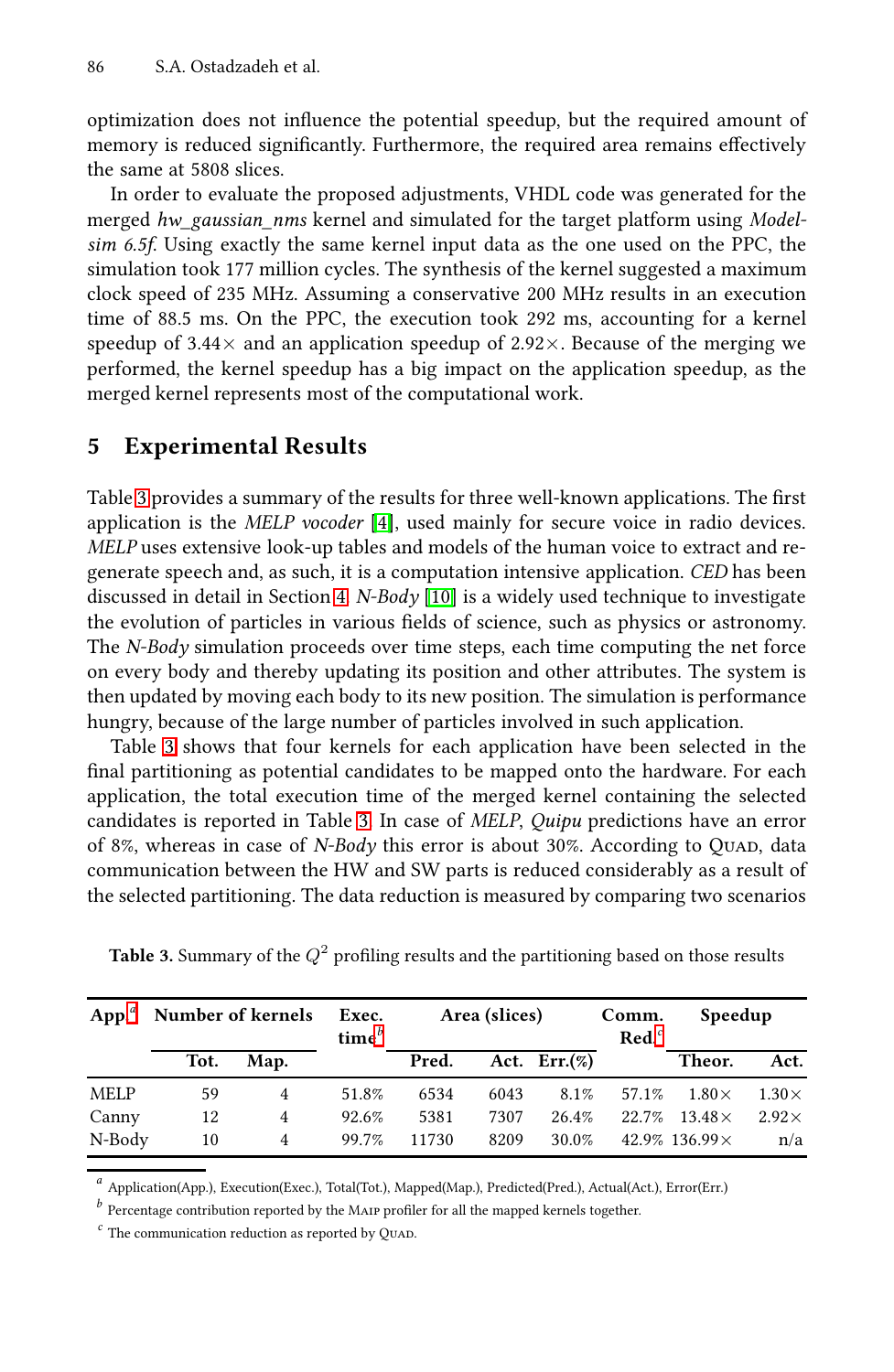optimization does not influence the potential speedup, but the required amount of memory is reduced significantly. Furthermore, the required area remains effectively the same at 5808 slices.

In order to evaluate the proposed adjustments, VHDL code was generated for the merged *hw_gaussian_nms* kernel and simulated for the target platform using *Modelsim 6.5f*. Using exactly the same kernel input data as the one used on the PPC, the simulation took 177 million cycles. The synthesis of the kernel suggested a maximum clock speed of 235 MHz. Assuming a conservative 200 MHz results in an execution time of 88.5 ms. On the PPC, the execution took 292 ms, accounting for a kernel speedup of 3.44× and an application speedup of 2.92×. Because of the merging we performed, the kernel speedup has a big impact on the application speedup, as the merged kernel represents most of the computational work.

## 5 Experimental Results

Table 3 provides a summary of the results for three well-known applications. The first application is the *MELP vocoder* [4], used mainly for secure voice in radio devices. *MELP* uses extensive look-up tables and models of the human voice to extract and regenerate speech and, as such, it is a computation intensive application. *CED* has been discussed in detail in Section 4. *N-Body* [10] is a widely used technique to investigate the evolution of particles in various fields of science, such as physics or astronomy. The *N-Body* simulation proceeds over time steps, each time computing the net force on every body and thereby updating its position and other attributes. The system is then updated by moving each body to its new position. The simulation is performance hungry, because of the large number of particles involved in such application.

Table 3 shows that four kernels for each application have been selected in the final partitioning as potential candidates to be mapped onto the hardware. For each application, the total execution time of the merged kernel containing the selected candidates is reported in Table 3. In case of *MELP*, *Quipu* predictions have an error of 8%, whereas in case of *N-Body* this error is about 30%. According to QUAD, data communication between the HW and SW parts is reduced considerably as a result of the selected partitioning. The data reduction is measured by comparing two scenarios

**Table 3.** Summary of the $Q^2$ profiling results and the partitioning based on those results

| App[a] | Number of kernels | | Exec. time[b] | Area (slices) | | | Comm. Red[c] | Speedup | |
|---|---|---|---|---|---|---|---|---|---|
| | Tot. | Map. | | Pred. | Act. | Err.(%) | | Theor. | Act. |
| MELP | 59 | 4 | 51.8% | 6534 | 6043 | 8.1% | 57.1% | 1.80× | 1.30× |
| Canny | 12 | 4 | 92.6% | 5381 | 7307 | 26.4% | 22.7% | 13.48× | 2.92× |
| N-Body | 10 | 4 | 99.7% | 11730 | 8209 | 30.0% | 42.9% | 136.99× | n/a |

[a] Application(App.), Execution(Exec.), Total(Tot.), Mapped(Map.), Predicted(Pred.), Actual(Act.), Error(Err.)

[b] Percentage contribution reported by the MAIP profiler for all the mapped kernels together.

[c] The communication reduction as reported by QUAD.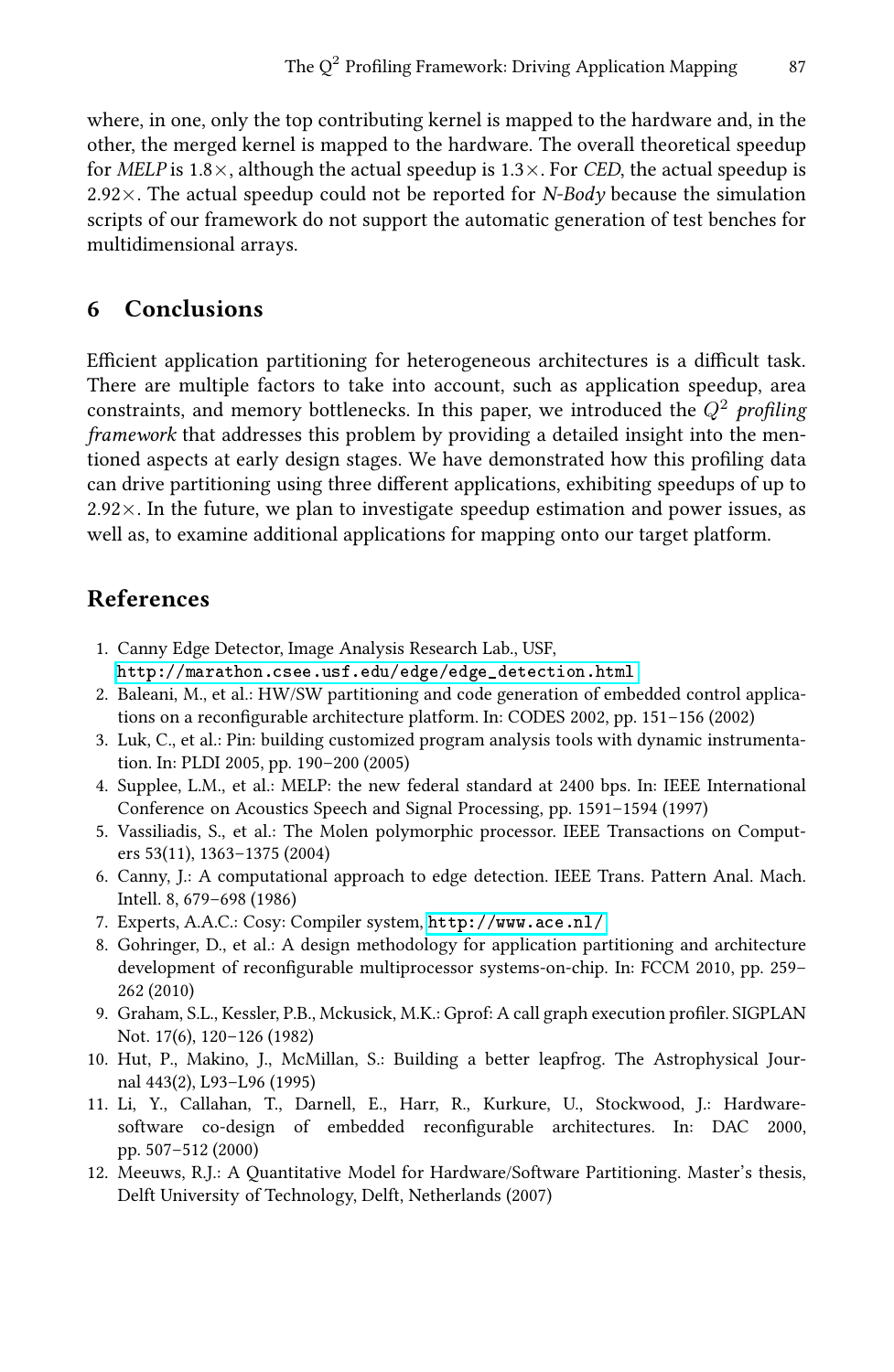where, in one, only the top contributing kernel is mapped to the hardware and, in the other, the merged kernel is mapped to the hardware. The overall theoretical speedup for *MELP* is 1.8×, although the actual speedup is 1.3×. For *CED*, the actual speedup is 2.92×. The actual speedup could not be reported for *N-Body* because the simulation scripts of our framework do not support the automatic generation of test benches for multidimensional arrays.

## 6 Conclusions

Efficient application partitioning for heterogeneous architectures is a difficult task. There are multiple factors to take into account, such as application speedup, area constraints, and memory bottlenecks. In this paper, we introduced the $Q^2$ *profiling framework* that addresses this problem by providing a detailed insight into the mentioned aspects at early design stages. We have demonstrated how this profiling data can drive partitioning using three different applications, exhibiting speedups of up to 2.92×. In the future, we plan to investigate speedup estimation and power issues, as well as, to examine additional applications for mapping onto our target platform.

## References

1. Canny Edge Detector, Image Analysis Research Lab., USF, http://marathon.csee.usf.edu/edge/edge_detection.html
2. Baleani, M., et al.: HW/SW partitioning and code generation of embedded control applications on a reconfigurable architecture platform. In: CODES 2002, pp. 151–156 (2002)
3. Luk, C., et al.: Pin: building customized program analysis tools with dynamic instrumentation. In: PLDI 2005, pp. 190–200 (2005)
4. Supplee, L.M., et al.: MELP: the new federal standard at 2400 bps. In: IEEE International Conference on Acoustics Speech and Signal Processing, pp. 1591–1594 (1997)
5. Vassiliadis, S., et al.: The Molen polymorphic processor. IEEE Transactions on Computers 53(11), 1363–1375 (2004)
6. Canny, J.: A computational approach to edge detection. IEEE Trans. Pattern Anal. Mach. Intell. 8, 679–698 (1986)
7. Experts, A.A.C.: Cosy: Compiler system, http://www.ace.nl/
8. Gohringer, D., et al.: A design methodology for application partitioning and architecture development of reconfigurable multiprocessor systems-on-chip. In: FCCM 2010, pp. 259–262 (2010)
9. Graham, S.L., Kessler, P.B., Mckusick, M.K.: Gprof: A call graph execution profiler. SIGPLAN Not. 17(6), 120–126 (1982)
10. Hut, P., Makino, J., McMillan, S.: Building a better leapfrog. The Astrophysical Journal 443(2), L93–L96 (1995)
11. Li, Y., Callahan, T., Darnell, E., Harr, R., Kurkure, U., Stockwood, J.: Hardware-software co-design of embedded reconfigurable architectures. In: DAC 2000, pp. 507–512 (2000)
12. Meeuws, R.J.: A Quantitative Model for Hardware/Software Partitioning. Master's thesis, Delft University of Technology, Delft, Netherlands (2007)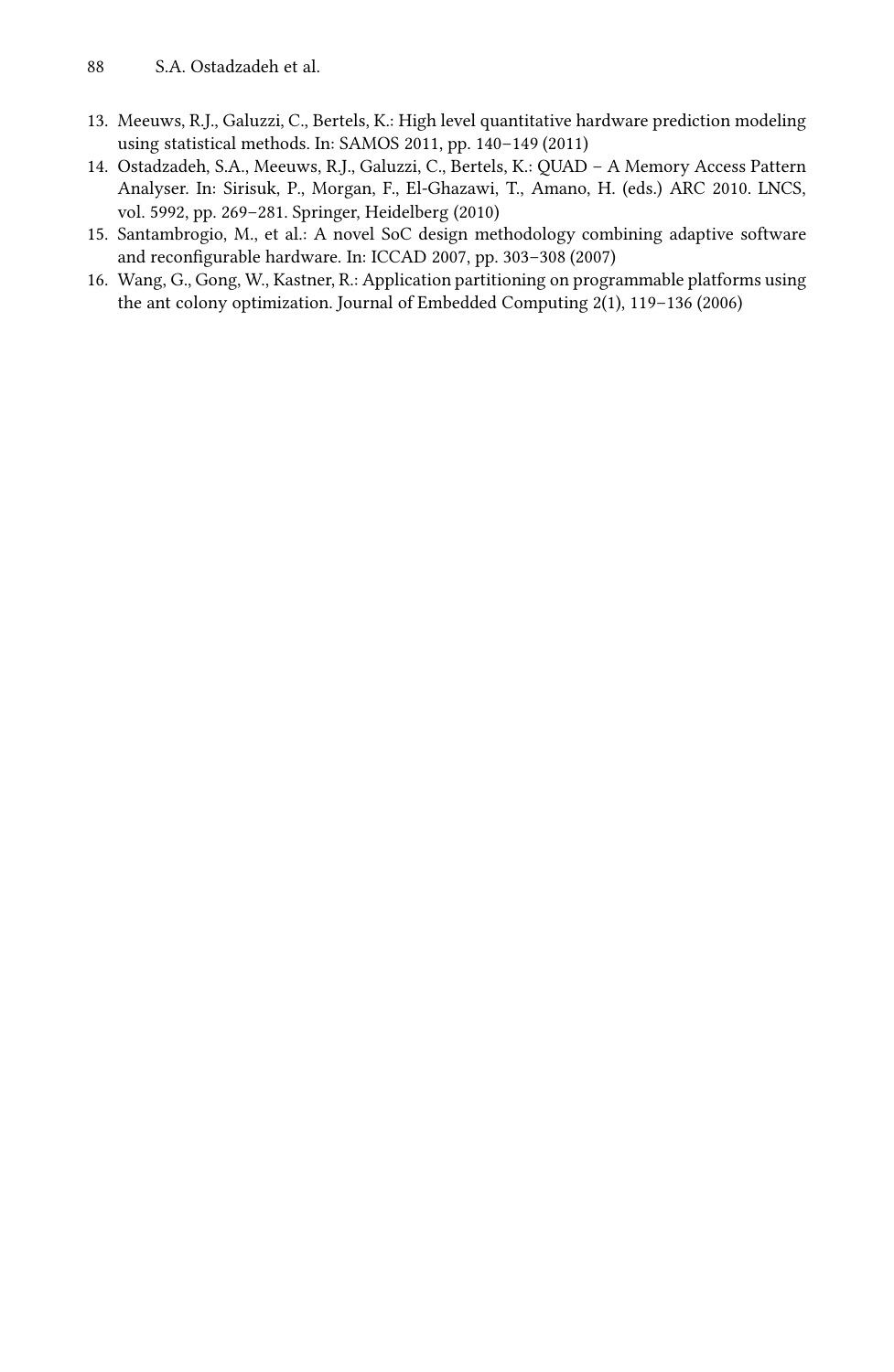13. Meeuws, R.J., Galuzzi, C., Bertels, K.: High level quantitative hardware prediction modeling using statistical methods. In: SAMOS 2011, pp. 140–149 (2011)
14. Ostadzadeh, S.A., Meeuws, R.J., Galuzzi, C., Bertels, K.: QUAD – A Memory Access Pattern Analyser. In: Sirisuk, P., Morgan, F., El-Ghazawi, T., Amano, H. (eds.) ARC 2010. LNCS, vol. 5992, pp. 269–281. Springer, Heidelberg (2010)
15. Santambrogio, M., et al.: A novel SoC design methodology combining adaptive software and reconfigurable hardware. In: ICCAD 2007, pp. 303–308 (2007)
16. Wang, G., Gong, W., Kastner, R.: Application partitioning on programmable platforms using the ant colony optimization. Journal of Embedded Computing 2(1), 119–136 (2006)